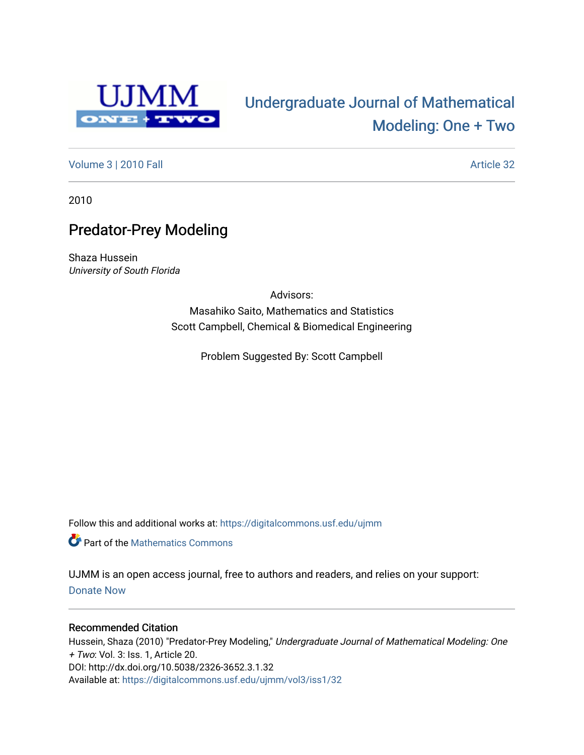Undergraduate Journal of Mathematical Modeling: One + Two

Volume 3 | 2010 Fall

Article 32

2010

# Predator-Prey Modeling

Shaza Hussein
*University of South Florida*

Advisors:
Masahiko Saito, Mathematics and Statistics
Scott Campbell, Chemical & Biomedical Engineering

Problem Suggested By: Scott Campbell

Follow this and additional works at: https://digitalcommons.usf.edu/ujmm

Part of the Mathematics Commons

UJMM is an open access journal, free to authors and readers, and relies on your support:
Donate Now

### Recommended Citation

Hussein, Shaza (2010) "Predator-Prey Modeling," *Undergraduate Journal of Mathematical Modeling: One + Two*: Vol. 3: Iss. 1, Article 20.
DOI: http://dx.doi.org/10.5038/2326-3652.3.1.32
Available at: https://digitalcommons.usf.edu/ujmm/vol3/iss1/32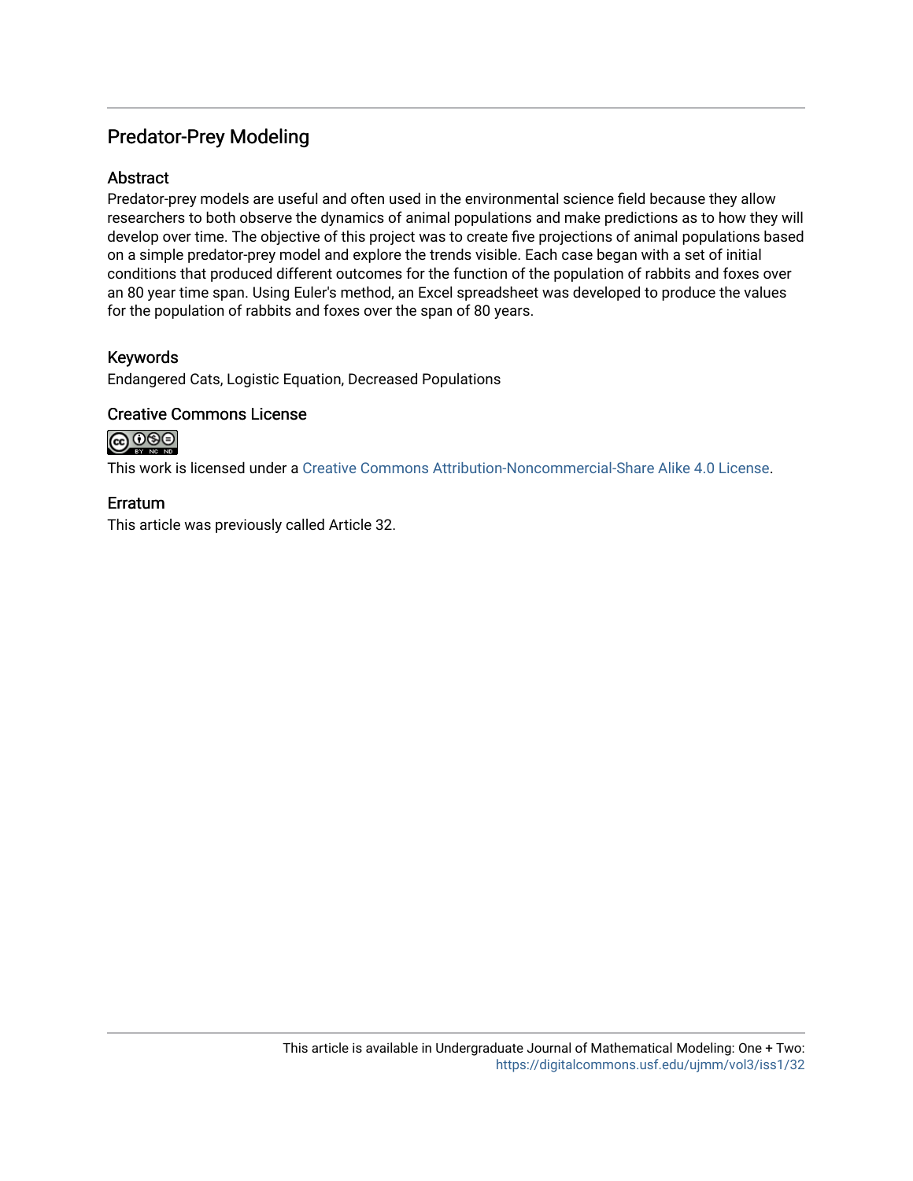# Predator-Prey Modeling

## Abstract

Predator-prey models are useful and often used in the environmental science field because they allow researchers to both observe the dynamics of animal populations and make predictions as to how they will develop over time. The objective of this project was to create five projections of animal populations based on a simple predator-prey model and explore the trends visible. Each case began with a set of initial conditions that produced different outcomes for the function of the population of rabbits and foxes over an 80 year time span. Using Euler's method, an Excel spreadsheet was developed to produce the values for the population of rabbits and foxes over the span of 80 years.

## Keywords

Endangered Cats, Logistic Equation, Decreased Populations

## Creative Commons License

This work is licensed under a Creative Commons Attribution-Noncommercial-Share Alike 4.0 License.

## Erratum

This article was previously called Article 32.

This article is available in Undergraduate Journal of Mathematical Modeling: One + Two: https://digitalcommons.usf.edu/ujmm/vol3/iss1/32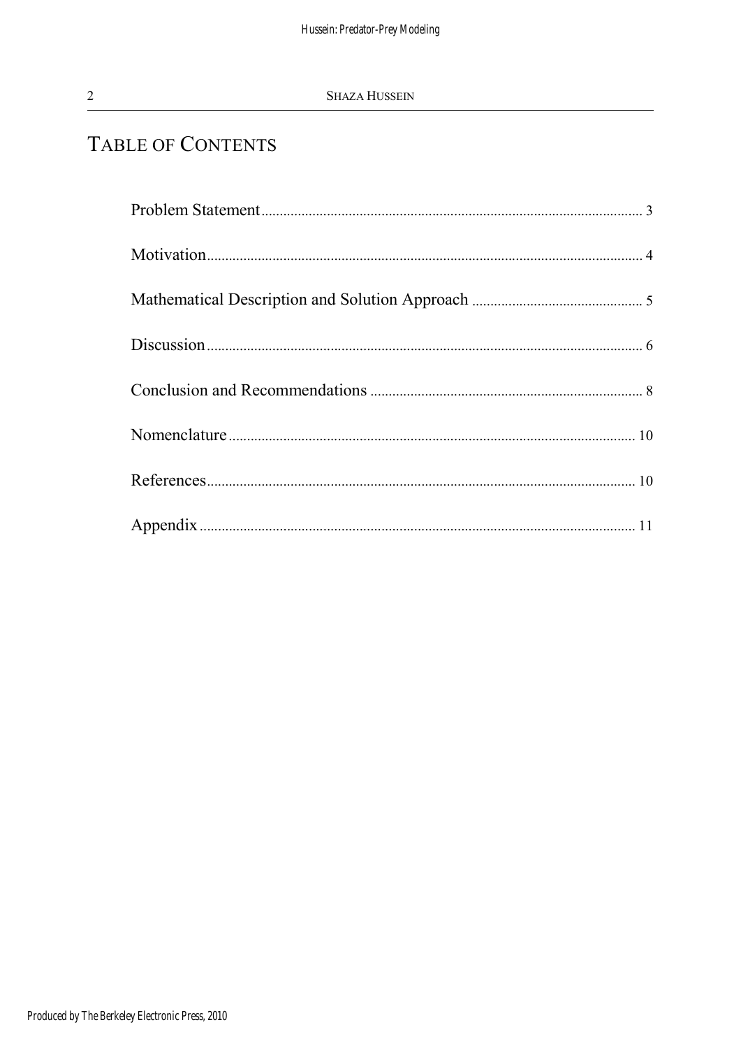# TABLE OF CONTENTS

Problem Statement ........................................................................................................ 3

Motivation....................................................................................................................... 4

Mathematical Description and Solution Approach ............................................. 5

Discussion....................................................................................................................... 6

Conclusion and Recommendations ......................................................................... 8

Nomenclature............................................................................................................... 10

References.................................................................................................................... 10

Appendix....................................................................................................................... 11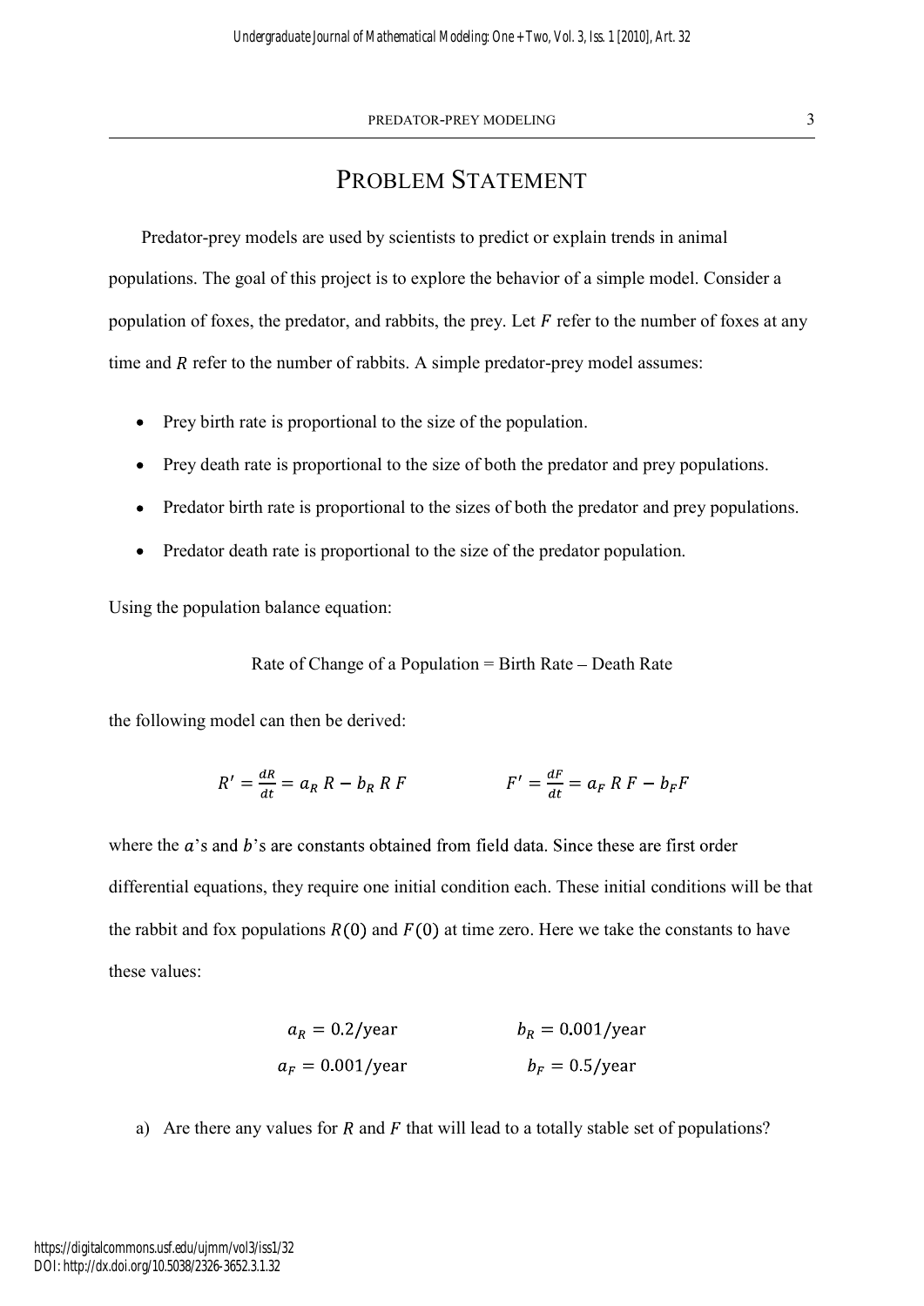# Problem Statement

Predator-prey models are used by scientists to predict or explain trends in animal populations. The goal of this project is to explore the behavior of a simple model. Consider a population of foxes, the predator, and rabbits, the prey. Let $F$ refer to the number of foxes at any time and $R$ refer to the number of rabbits. A simple predator-prey model assumes:

- Prey birth rate is proportional to the size of the population.
- Prey death rate is proportional to the size of both the predator and prey populations.
- Predator birth rate is proportional to the sizes of both the predator and prey populations.
- Predator death rate is proportional to the size of the predator population.

Using the population balance equation:

Rate of Change of a Population = Birth Rate – Death Rate

the following model can then be derived:

$$R' = \frac{dR}{dt} = a_R\, R - b_R\, R\, F \qquad\qquad F' = \frac{dF}{dt} = a_F\, R\, F - b_F F$$

where the $a$'s and $b$'s are constants obtained from field data. Since these are first order differential equations, they require one initial condition each. These initial conditions will be that the rabbit and fox populations $R(0)$ and $F(0)$ at time zero. Here we take the constants to have these values:

$$a_R = 0.2/\text{year} \qquad\qquad b_R = 0.001/\text{year}$$

$$a_F = 0.001/\text{year} \qquad\qquad b_F = 0.5/\text{year}$$

a) Are there any values for $R$ and $F$ that will lead to a totally stable set of populations?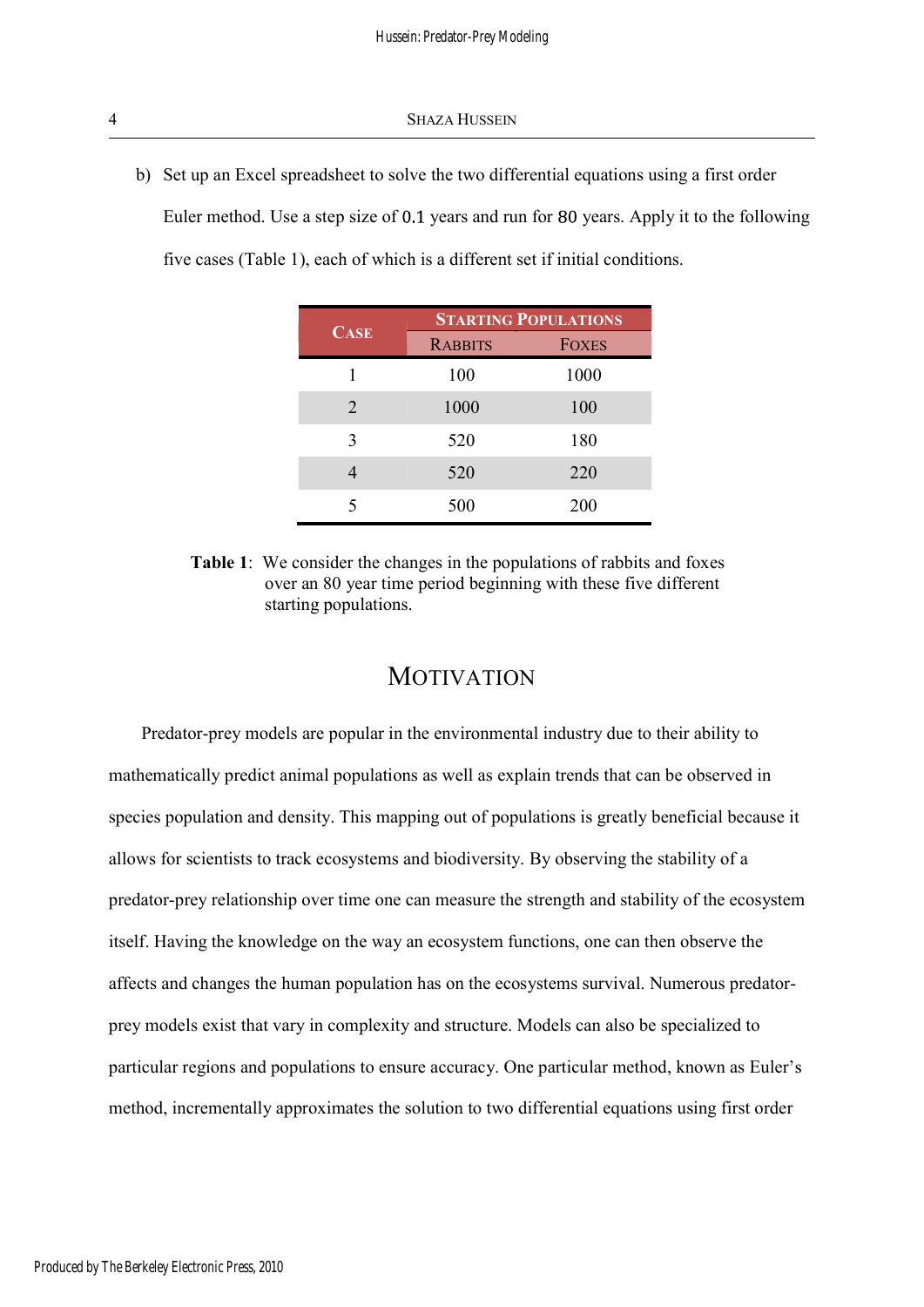b) Set up an Excel spreadsheet to solve the two differential equations using a first order Euler method. Use a step size of 0.1 years and run for 80 years. Apply it to the following five cases (Table 1), each of which is a different set if initial conditions.

| Case | Starting Populations | |
|---|---|---|
| | Rabbits | Foxes |
| 1 | 100 | 1000 |
| 2 | 1000 | 100 |
| 3 | 520 | 180 |
| 4 | 520 | 220 |
| 5 | 500 | 200 |

**Table 1**: We consider the changes in the populations of rabbits and foxes over an 80 year time period beginning with these five different starting populations.

## Motivation

Predator-prey models are popular in the environmental industry due to their ability to mathematically predict animal populations as well as explain trends that can be observed in species population and density. This mapping out of populations is greatly beneficial because it allows for scientists to track ecosystems and biodiversity. By observing the stability of a predator-prey relationship over time one can measure the strength and stability of the ecosystem itself. Having the knowledge on the way an ecosystem functions, one can then observe the affects and changes the human population has on the ecosystems survival. Numerous predator-prey models exist that vary in complexity and structure. Models can also be specialized to particular regions and populations to ensure accuracy. One particular method, known as Euler's method, incrementally approximates the solution to two differential equations using first order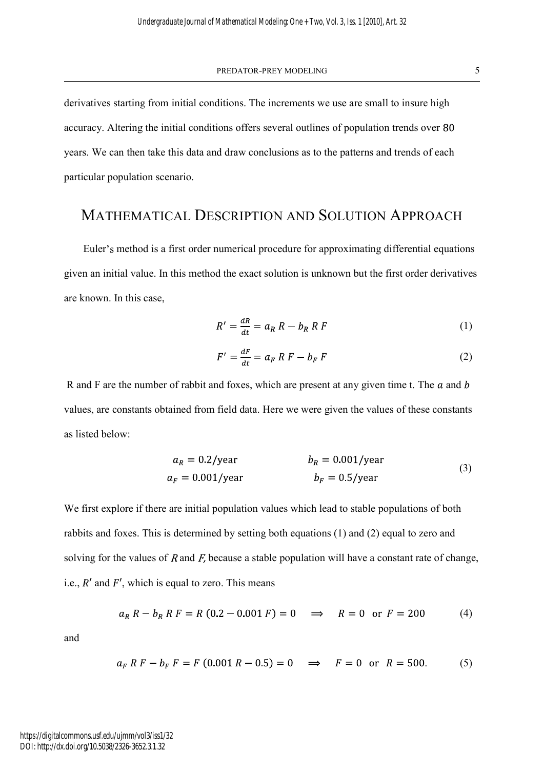derivatives starting from initial conditions. The increments we use are small to insure high accuracy. Altering the initial conditions offers several outlines of population trends over 80 years. We can then take this data and draw conclusions as to the patterns and trends of each particular population scenario.

## MATHEMATICAL DESCRIPTION AND SOLUTION APPROACH

Euler's method is a first order numerical procedure for approximating differential equations given an initial value. In this method the exact solution is unknown but the first order derivatives are known. In this case,

$$R' = \frac{dR}{dt} = a_R\, R - b_R\, R\, F \tag{1}$$

$$F' = \frac{dF}{dt} = a_F\, R\, F - b_F\, F \tag{2}$$

R and F are the number of rabbit and foxes, which are present at any given time t. The $a$ and $b$ values, are constants obtained from field data. Here we were given the values of these constants as listed below:

$$\begin{aligned} a_R &= 0.2/\text{year} \qquad & b_R &= 0.001/\text{year} \\ a_F &= 0.001/\text{year} \qquad & b_F &= 0.5/\text{year} \end{aligned} \tag{3}$$

We first explore if there are initial population values which lead to stable populations of both rabbits and foxes. This is determined by setting both equations (1) and (2) equal to zero and solving for the values of $R$ and $F$, because a stable population will have a constant rate of change, i.e., $R'$ and $F'$, which is equal to zero. This means

$$a_R\, R - b_R\, R\, F = R\,(0.2 - 0.001\, F) = 0 \quad \Longrightarrow \quad R = 0 \;\text{ or }\; F = 200 \tag{4}$$

and

$$a_F\, R\, F - b_F\, F = F\,(0.001\, R - 0.5) = 0 \quad \Longrightarrow \quad F = 0 \;\text{ or }\; R = 500. \tag{5}$$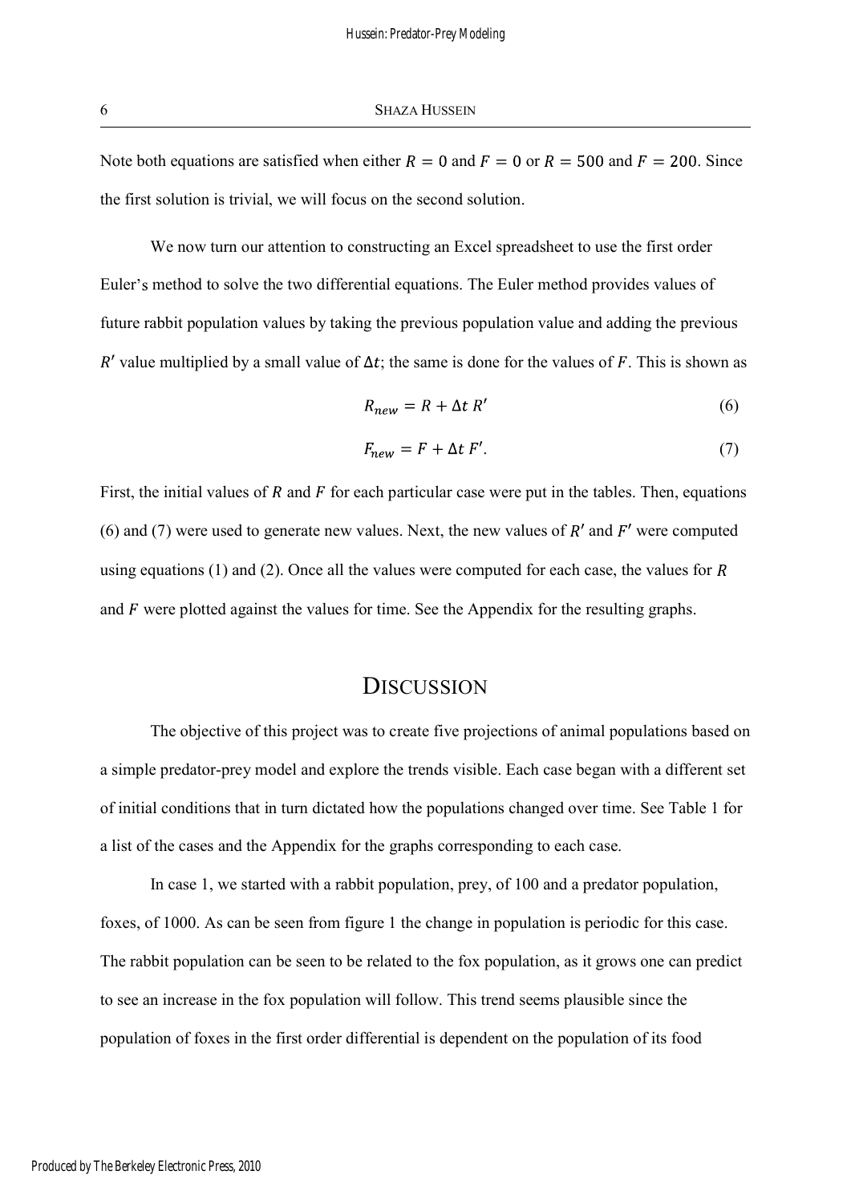Note both equations are satisfied when either $R = 0$ and $F = 0$ or $R = 500$ and $F = 200$. Since the first solution is trivial, we will focus on the second solution.

We now turn our attention to constructing an Excel spreadsheet to use the first order Euler's method to solve the two differential equations. The Euler method provides values of future rabbit population values by taking the previous population value and adding the previous $R'$ value multiplied by a small value of $\Delta t$; the same is done for the values of $F$. This is shown as

$$R_{new} = R + \Delta t \, R' \tag{6}$$

$$F_{new} = F + \Delta t \, F'. \tag{7}$$

First, the initial values of $R$ and $F$ for each particular case were put in the tables. Then, equations (6) and (7) were used to generate new values. Next, the new values of $R'$ and $F'$ were computed using equations (1) and (2). Once all the values were computed for each case, the values for $R$ and $F$ were plotted against the values for time. See the Appendix for the resulting graphs.

# Discussion

The objective of this project was to create five projections of animal populations based on a simple predator-prey model and explore the trends visible. Each case began with a different set of initial conditions that in turn dictated how the populations changed over time. See Table 1 for a list of the cases and the Appendix for the graphs corresponding to each case.

In case 1, we started with a rabbit population, prey, of 100 and a predator population, foxes, of 1000. As can be seen from figure 1 the change in population is periodic for this case. The rabbit population can be seen to be related to the fox population, as it grows one can predict to see an increase in the fox population will follow. This trend seems plausible since the population of foxes in the first order differential is dependent on the population of its food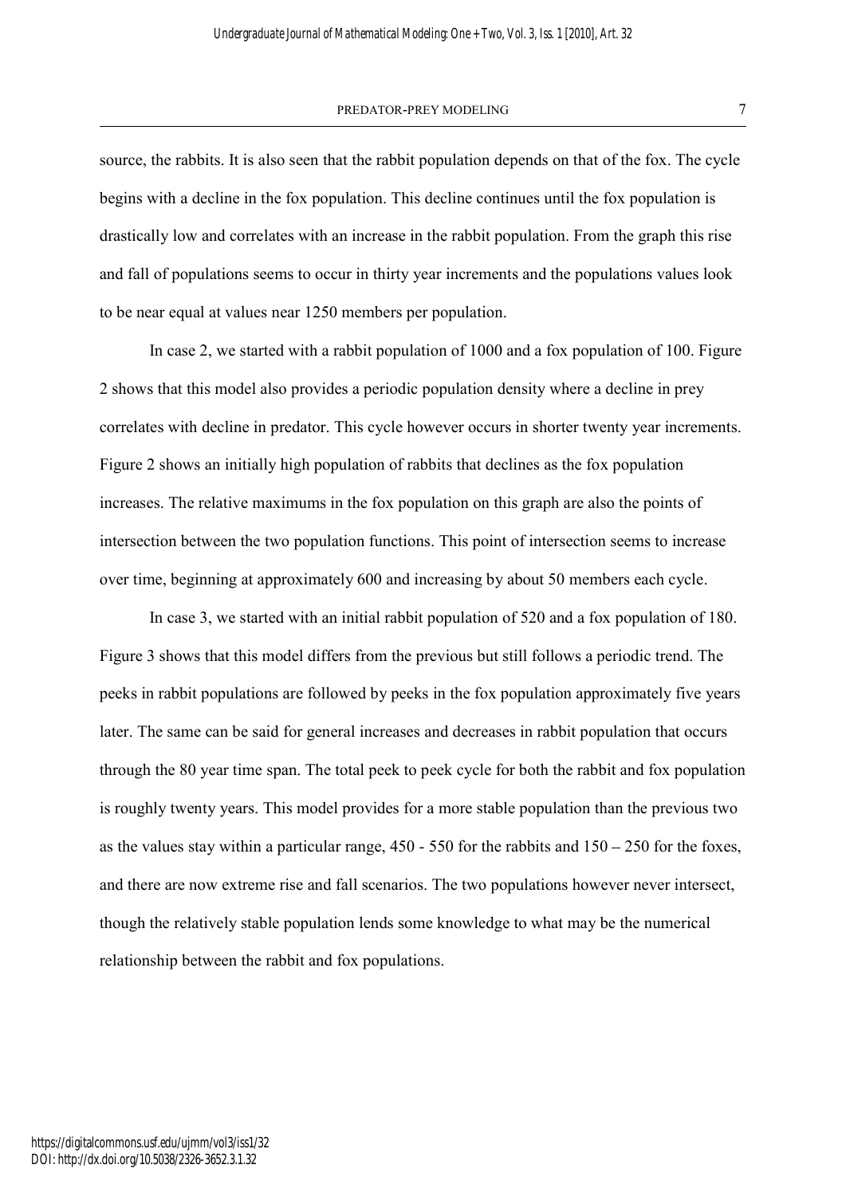source, the rabbits. It is also seen that the rabbit population depends on that of the fox. The cycle begins with a decline in the fox population. This decline continues until the fox population is drastically low and correlates with an increase in the rabbit population. From the graph this rise and fall of populations seems to occur in thirty year increments and the populations values look to be near equal at values near 1250 members per population.

In case 2, we started with a rabbit population of 1000 and a fox population of 100. Figure 2 shows that this model also provides a periodic population density where a decline in prey correlates with decline in predator. This cycle however occurs in shorter twenty year increments. Figure 2 shows an initially high population of rabbits that declines as the fox population increases. The relative maximums in the fox population on this graph are also the points of intersection between the two population functions. This point of intersection seems to increase over time, beginning at approximately 600 and increasing by about 50 members each cycle.

In case 3, we started with an initial rabbit population of 520 and a fox population of 180. Figure 3 shows that this model differs from the previous but still follows a periodic trend. The peeks in rabbit populations are followed by peeks in the fox population approximately five years later. The same can be said for general increases and decreases in rabbit population that occurs through the 80 year time span. The total peek to peek cycle for both the rabbit and fox population is roughly twenty years. This model provides for a more stable population than the previous two as the values stay within a particular range, 450 - 550 for the rabbits and 150 – 250 for the foxes, and there are now extreme rise and fall scenarios. The two populations however never intersect, though the relatively stable population lends some knowledge to what may be the numerical relationship between the rabbit and fox populations.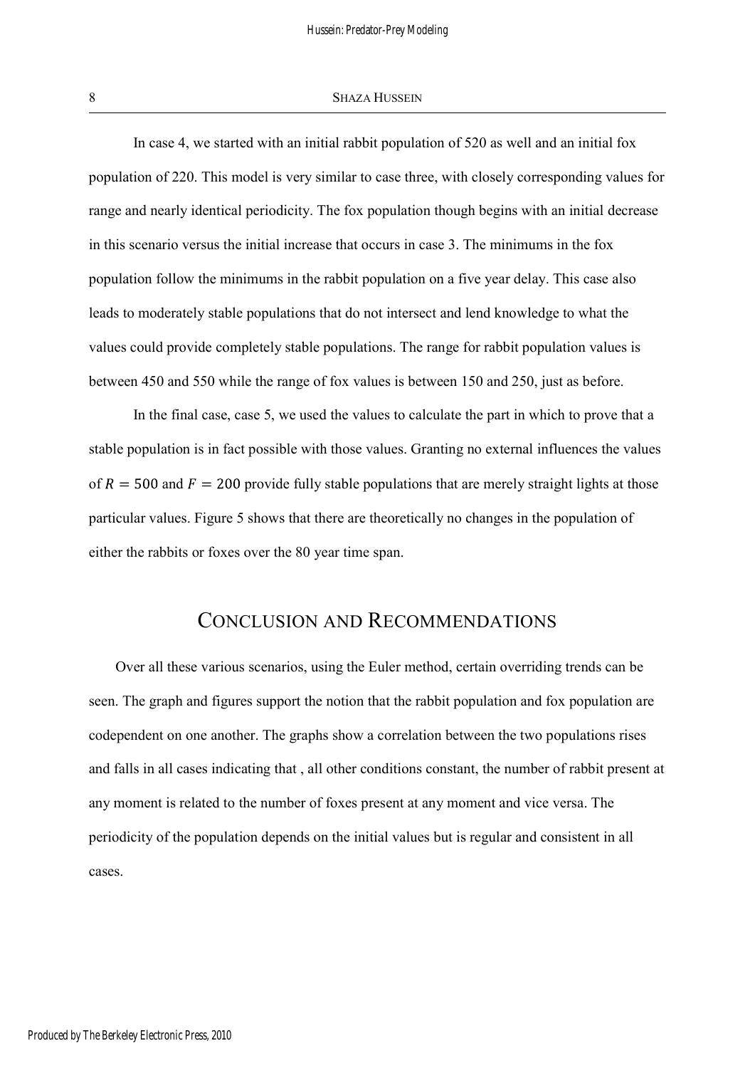In case 4, we started with an initial rabbit population of 520 as well and an initial fox population of 220. This model is very similar to case three, with closely corresponding values for range and nearly identical periodicity. The fox population though begins with an initial decrease in this scenario versus the initial increase that occurs in case 3. The minimums in the fox population follow the minimums in the rabbit population on a five year delay. This case also leads to moderately stable populations that do not intersect and lend knowledge to what the values could provide completely stable populations. The range for rabbit population values is between 450 and 550 while the range of fox values is between 150 and 250, just as before.

In the final case, case 5, we used the values to calculate the part in which to prove that a stable population is in fact possible with those values. Granting no external influences the values of $R = 500$ and $F = 200$ provide fully stable populations that are merely straight lights at those particular values. Figure 5 shows that there are theoretically no changes in the population of either the rabbits or foxes over the 80 year time span.

## Conclusion and Recommendations

Over all these various scenarios, using the Euler method, certain overriding trends can be seen. The graph and figures support the notion that the rabbit population and fox population are codependent on one another. The graphs show a correlation between the two populations rises and falls in all cases indicating that , all other conditions constant, the number of rabbit present at any moment is related to the number of foxes present at any moment and vice versa. The periodicity of the population depends on the initial values but is regular and consistent in all cases.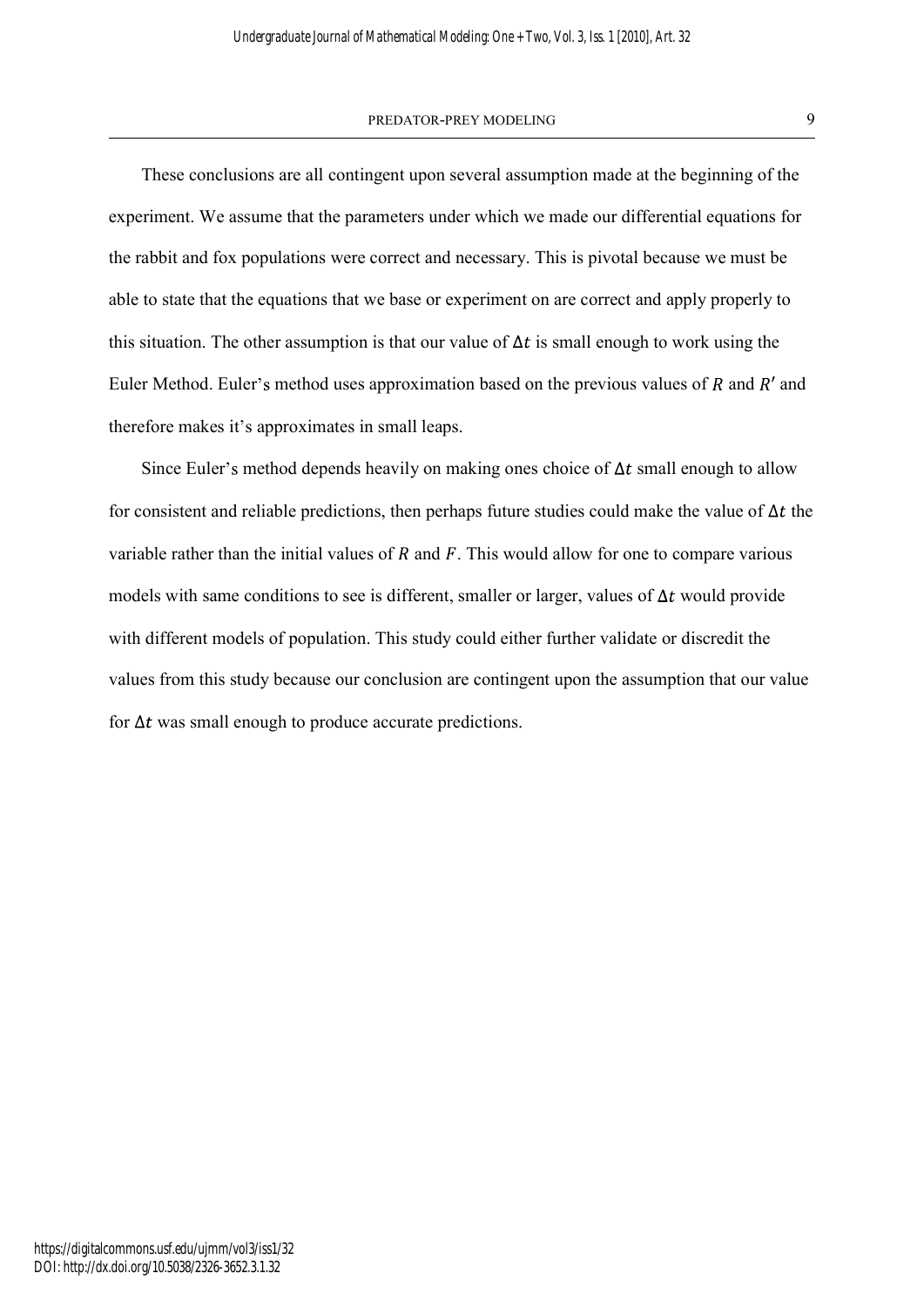These conclusions are all contingent upon several assumption made at the beginning of the experiment. We assume that the parameters under which we made our differential equations for the rabbit and fox populations were correct and necessary. This is pivotal because we must be able to state that the equations that we base or experiment on are correct and apply properly to this situation. The other assumption is that our value of $\Delta t$ is small enough to work using the Euler Method. Euler's method uses approximation based on the previous values of $R$ and $R'$ and therefore makes it's approximates in small leaps.

Since Euler's method depends heavily on making ones choice of $\Delta t$ small enough to allow for consistent and reliable predictions, then perhaps future studies could make the value of $\Delta t$ the variable rather than the initial values of $R$ and $F$. This would allow for one to compare various models with same conditions to see is different, smaller or larger, values of $\Delta t$ would provide with different models of population. This study could either further validate or discredit the values from this study because our conclusion are contingent upon the assumption that our value for $\Delta t$ was small enough to produce accurate predictions.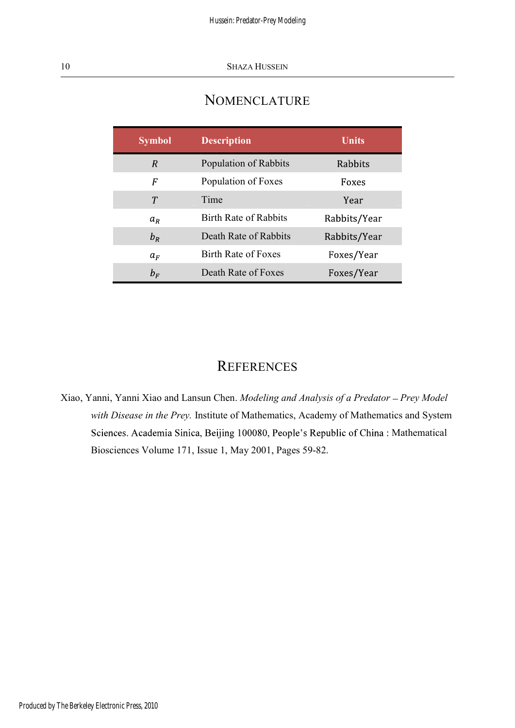## NOMENCLATURE

| Symbol | Description | Units |
|---|---|---|
| $R$ | Population of Rabbits | Rabbits |
| $F$ | Population of Foxes | Foxes |
| $T$ | Time | Year |
| $a_R$ | Birth Rate of Rabbits | Rabbits/Year |
| $b_R$ | Death Rate of Rabbits | Rabbits/Year |
| $a_F$ | Birth Rate of Foxes | Foxes/Year |
| $b_F$ | Death Rate of Foxes | Foxes/Year |

## REFERENCES

Xiao, Yanni, Yanni Xiao and Lansun Chen. *Modeling and Analysis of a Predator – Prey Model with Disease in the Prey.* Institute of Mathematics, Academy of Mathematics and System Sciences. Academia Sinica, Beijing 100080, People's Republic of China : Mathematical Biosciences Volume 171, Issue 1, May 2001, Pages 59-82.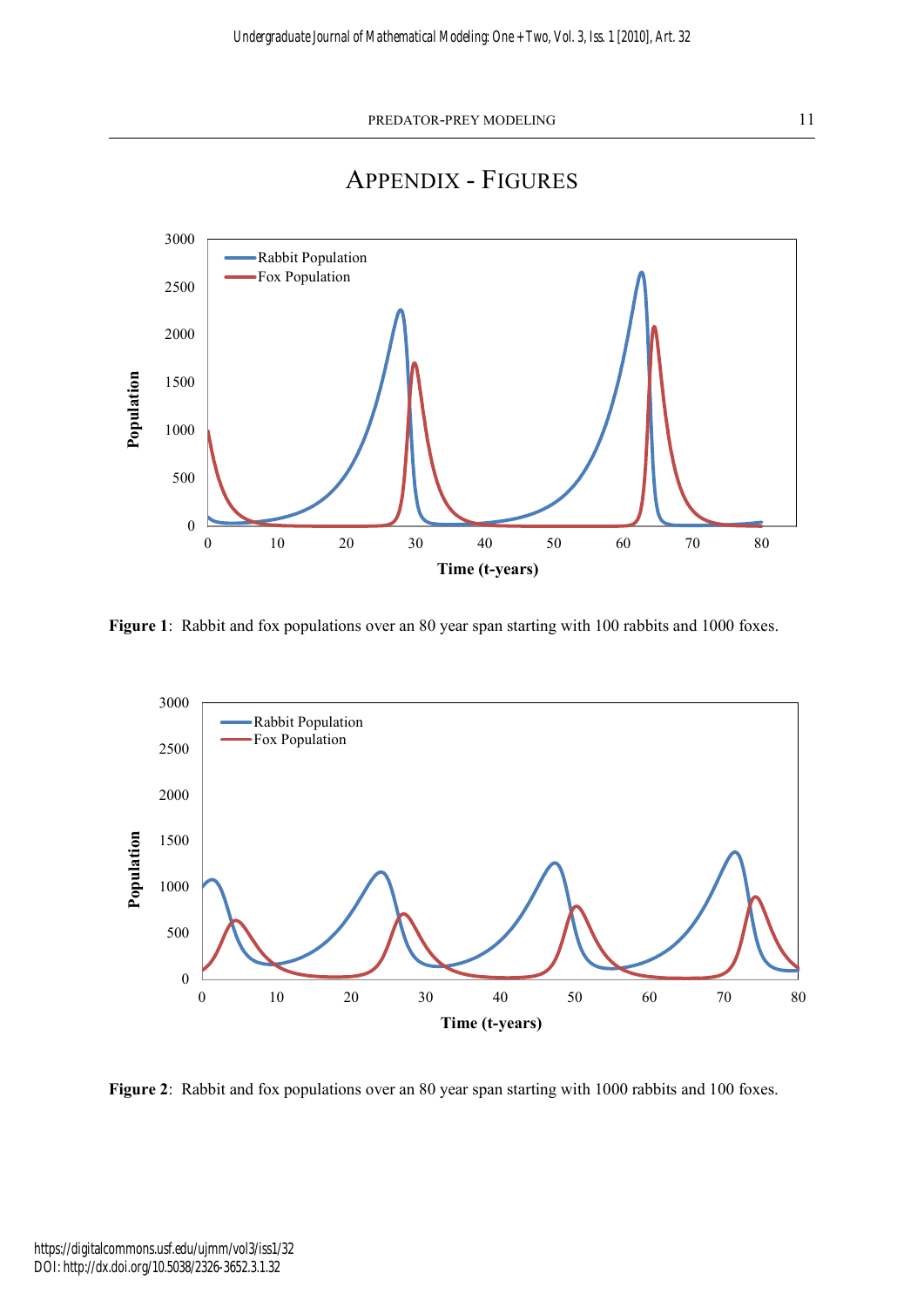# APPENDIX - FIGURES

**Figure 1**: Rabbit and fox populations over an 80 year span starting with 100 rabbits and 1000 foxes.

**Figure 2**: Rabbit and fox populations over an 80 year span starting with 1000 rabbits and 100 foxes.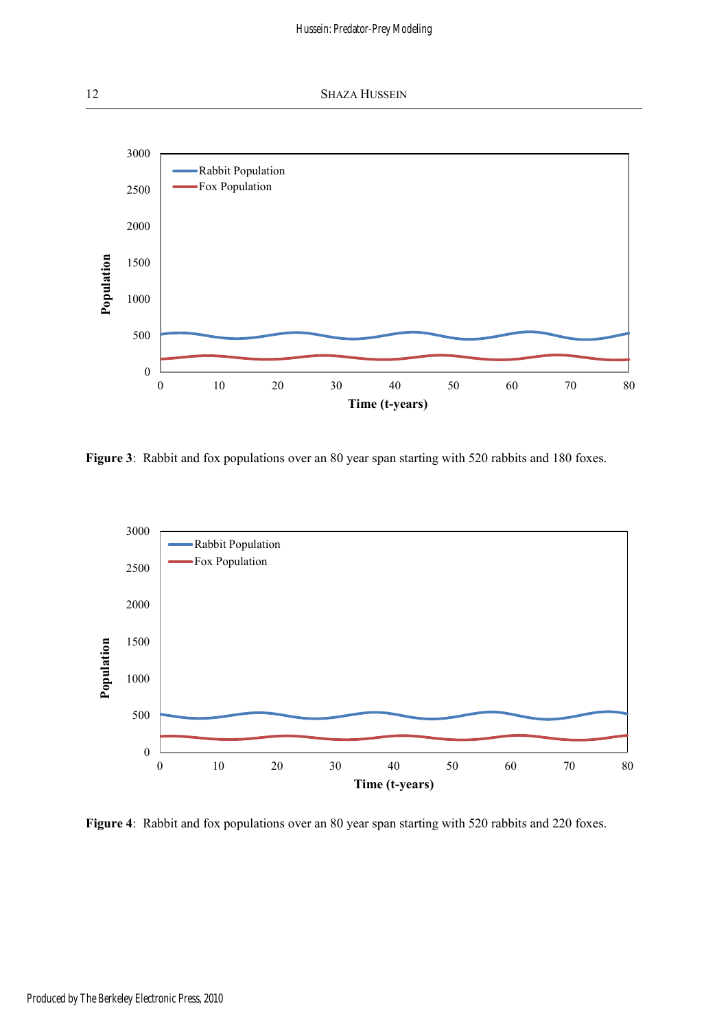Figure 3: Rabbit and fox populations over an 80 year span starting with 520 rabbits and 180 foxes.

Figure 4: Rabbit and fox populations over an 80 year span starting with 520 rabbits and 220 foxes.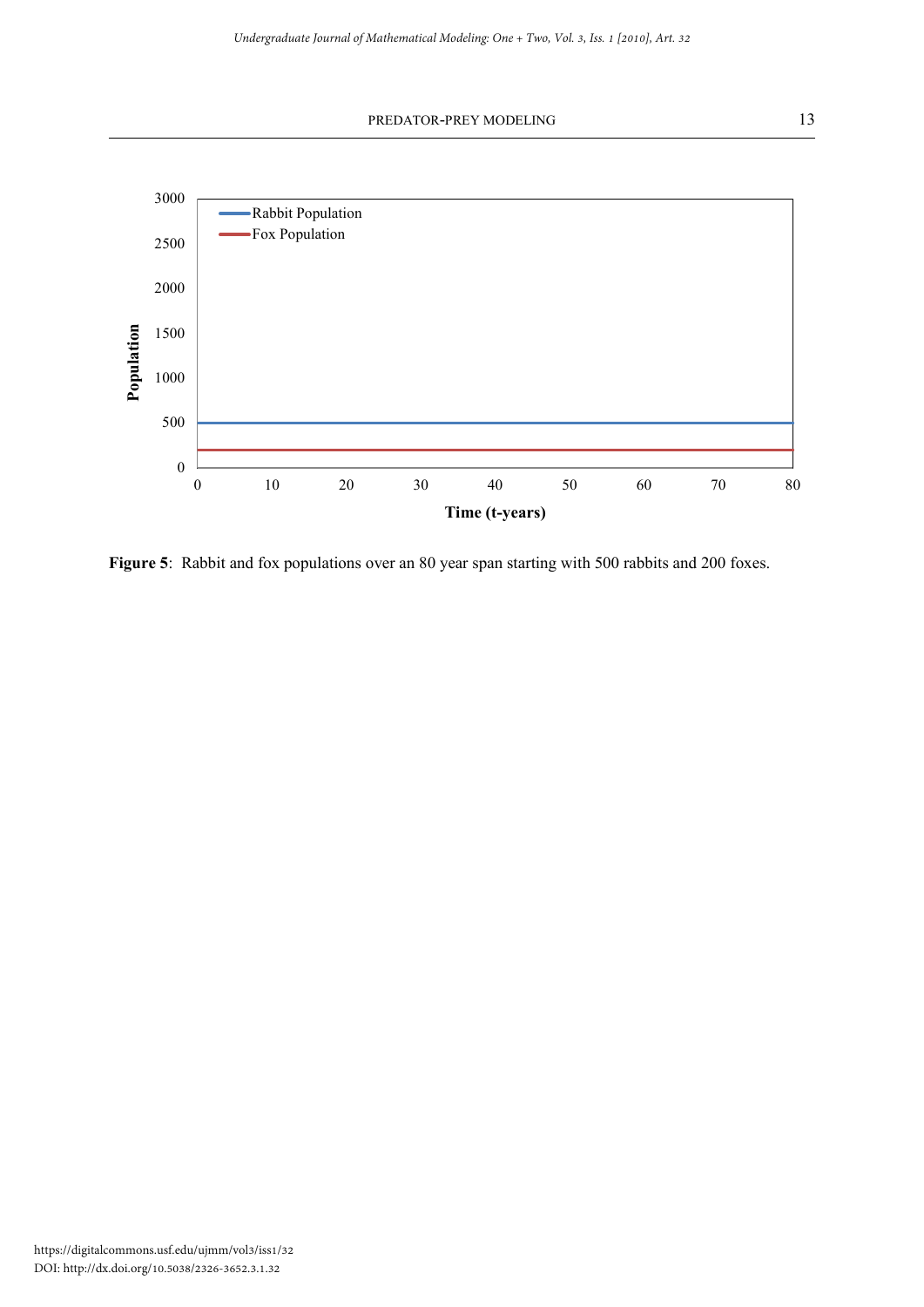3000
2500
2000
1500
1000
500
0

Population

Rabbit Population
Fox Population

0 10 20 30 40 50 60 70 80

Time (t-years)

**Figure 5**: Rabbit and fox populations over an 80 year span starting with 500 rabbits and 200 foxes.